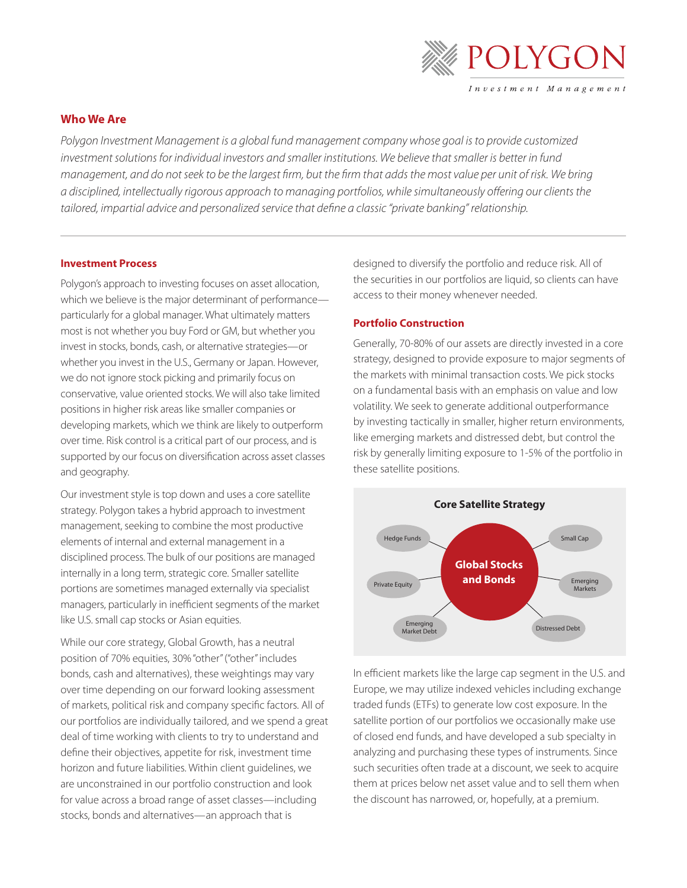# POLYGON

*Investment Management*

## Who We Are

*Polygon Investment Management is a global fund management company whose goal is to provide customized investment solutions for individual investors and smaller institutions. We believe that smaller is better in fund management, and do not seek to be the largest firm, but the firm that adds the most value per unit of risk. We bring a disciplined, intellectually rigorous approach to managing portfolios, while simultaneously offering our clients the tailored, impartial advice and personalized service that define a classic "private banking" relationship.*

## Investment Process

Polygon's approach to investing focuses on asset allocation, which we believe is the major determinant of performance—particularly for a global manager. What ultimately matters most is not whether you buy Ford or GM, but whether you invest in stocks, bonds, cash, or alternative strategies—or whether you invest in the U.S., Germany or Japan. However, we do not ignore stock picking and primarily focus on conservative, value oriented stocks. We will also take limited positions in higher risk areas like smaller companies or developing markets, which we think are likely to outperform over time. Risk control is a critical part of our process, and is supported by our focus on diversification across asset classes and geography.

Our investment style is top down and uses a core satellite strategy. Polygon takes a hybrid approach to investment management, seeking to combine the most productive elements of internal and external management in a disciplined process. The bulk of our positions are managed internally in a long term, strategic core. Smaller satellite portions are sometimes managed externally via specialist managers, particularly in inefficient segments of the market like U.S. small cap stocks or Asian equities.

While our core strategy, Global Growth, has a neutral position of 70% equities, 30% "other" ("other" includes bonds, cash and alternatives), these weightings may vary over time depending on our forward looking assessment of markets, political risk and company specific factors. All of our portfolios are individually tailored, and we spend a great deal of time working with clients to try to understand and define their objectives, appetite for risk, investment time horizon and future liabilities. Within client guidelines, we are unconstrained in our portfolio construction and look for value across a broad range of asset classes—including stocks, bonds and alternatives—an approach that is designed to diversify the portfolio and reduce risk. All of the securities in our portfolios are liquid, so clients can have access to their money whenever needed.

## Portfolio Construction

Generally, 70-80% of our assets are directly invested in a core strategy, designed to provide exposure to major segments of the markets with minimal transaction costs. We pick stocks on a fundamental basis with an emphasis on value and low volatility. We seek to generate additional outperformance by investing tactically in smaller, higher return environments, like emerging markets and distressed debt, but control the risk by generally limiting exposure to 1-5% of the portfolio in these satellite positions.

**Core Satellite Strategy**

- Global Stocks and Bonds (core)
- Hedge Funds
- Small Cap
- Private Equity
- Emerging Markets
- Emerging Market Debt
- Distressed Debt

In efficient markets like the large cap segment in the U.S. and Europe, we may utilize indexed vehicles including exchange traded funds (ETFs) to generate low cost exposure. In the satellite portion of our portfolios we occasionally make use of closed end funds, and have developed a sub specialty in analyzing and purchasing these types of instruments. Since such securities often trade at a discount, we seek to acquire them at prices below net asset value and to sell them when the discount has narrowed, or, hopefully, at a premium.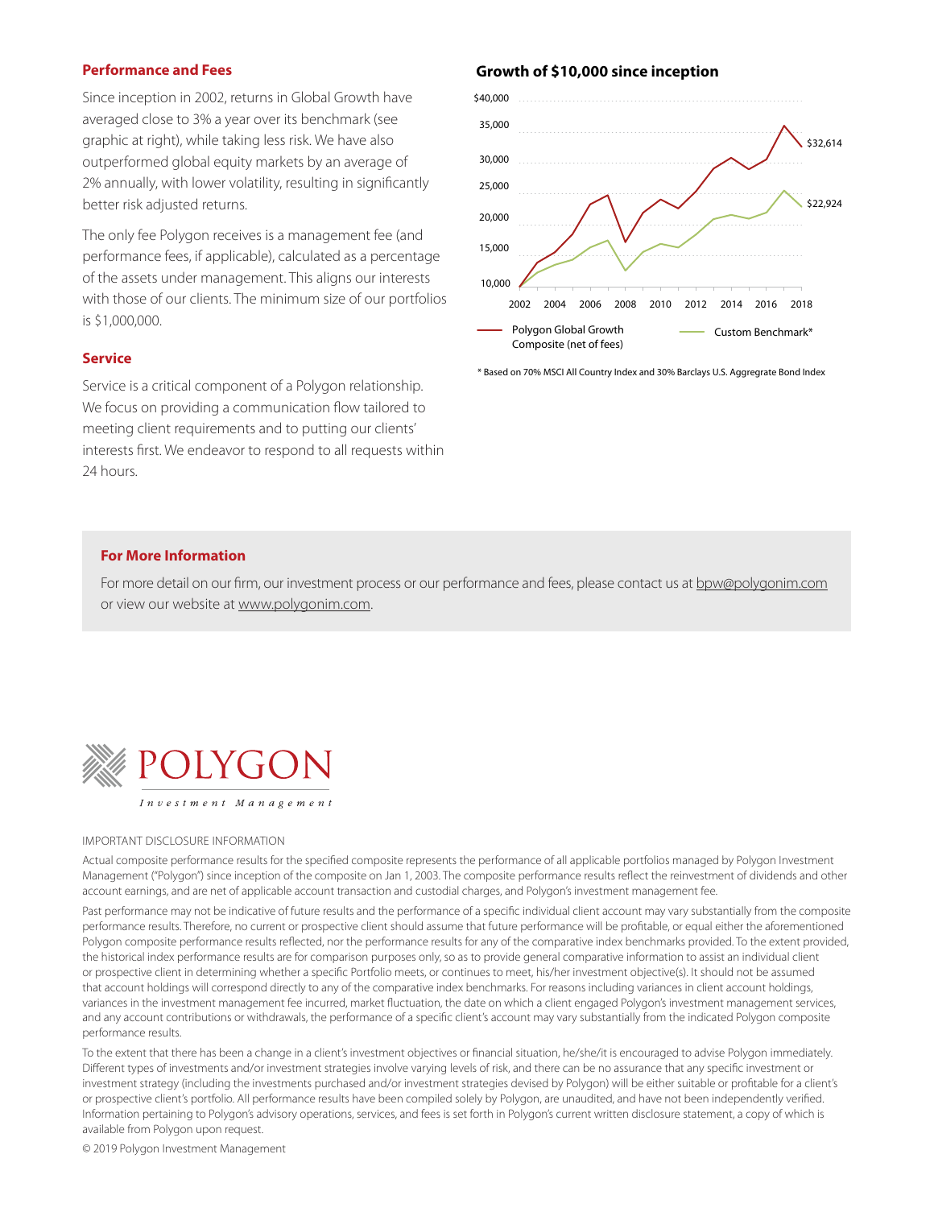## Performance and Fees

Since inception in 2002, returns in Global Growth have averaged close to 3% a year over its benchmark (see graphic at right), while taking less risk. We have also outperformed global equity markets by an average of 2% annually, with lower volatility, resulting in significantly better risk adjusted returns.

The only fee Polygon receives is a management fee (and performance fees, if applicable), calculated as a percentage of the assets under management. This aligns our interests with those of our clients. The minimum size of our portfolios is $1,000,000.

## Service

Service is a critical component of a Polygon relationship. We focus on providing a communication flow tailored to meeting client requirements and to putting our clients' interests first. We endeavor to respond to all requests within 24 hours.

### Growth of $10,000 since inception

$40,000
35,000
30,000
25,000
20,000
15,000
10,000

2002 2004 2006 2008 2010 2012 2014 2016 2018

$32,614
$22,924

Polygon Global Growth Composite (net of fees)
Custom Benchmark*

\* Based on 70% MSCI All Country Index and 30% Barclays U.S. Aggregate Bond Index

## For More Information

For more detail on our firm, our investment process or our performance and fees, please contact us at bpw@polygonim.com or view our website at www.polygonim.com.

POLYGON
*Investment Management*

IMPORTANT DISCLOSURE INFORMATION

Actual composite performance results for the specified composite represents the performance of all applicable portfolios managed by Polygon Investment Management ("Polygon") since inception of the composite on Jan 1, 2003. The composite performance results reflect the reinvestment of dividends and other account earnings, and are net of applicable account transaction and custodial charges, and Polygon's investment management fee.

Past performance may not be indicative of future results and the performance of a specific individual client account may vary substantially from the composite performance results. Therefore, no current or prospective client should assume that future performance will be profitable, or equal either the aforementioned Polygon composite performance results reflected, nor the performance results for any of the comparative index benchmarks provided. To the extent provided, the historical index performance results are for comparison purposes only, so as to provide general comparative information to assist an individual client or prospective client in determining whether a specific Portfolio meets, or continues to meet, his/her investment objective(s). It should not be assumed that account holdings will correspond directly to any of the comparative index benchmarks. For reasons including variances in client account holdings, variances in the investment management fee incurred, market fluctuation, the date on which a client engaged Polygon's investment management services, and any account contributions or withdrawals, the performance of a specific client's account may vary substantially from the indicated Polygon composite performance results.

To the extent that there has been a change in a client's investment objectives or financial situation, he/she/it is encouraged to advise Polygon immediately. Different types of investments and/or investment strategies involve varying levels of risk, and there can be no assurance that any specific investment or investment strategy (including the investments purchased and/or investment strategies devised by Polygon) will be either suitable or profitable for a client's or prospective client's portfolio. All performance results have been compiled solely by Polygon, are unaudited, and have not been independently verified. Information pertaining to Polygon's advisory operations, services, and fees is set forth in Polygon's current written disclosure statement, a copy of which is available from Polygon upon request.

© 2019 Polygon Investment Management